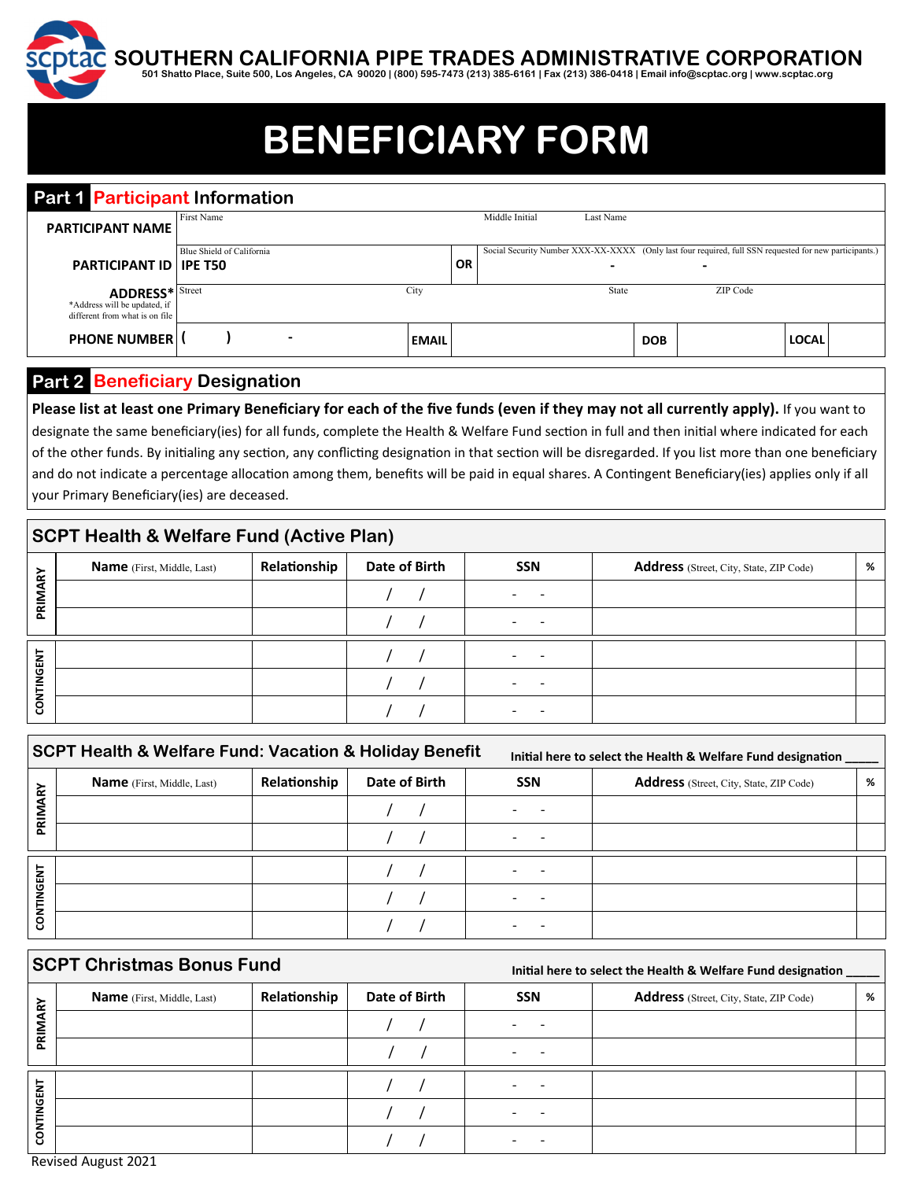# SOUTHERN CALIFORNIA PIPE TRADES ADMINISTRATIVE CORPORATION

501 Shatto Place, Suite 500, Los Angeles, CA 90020 | (800) 595-7473 (213) 385-6161 | Fax (213) 386-0418 | Email info@scptac.org | www.scptac.org

# BENEFICIARY FORM

## Part 1 Participant Information

| | | | |
|---|---|---|---|
| **PARTICIPANT NAME** | First Name | Middle Initial | Last Name |
| **PARTICIPANT ID** | Blue Shield of California **IPE T50** | **OR** | Social Security Number XXX-XX-XXXX (Only last four required, full SSN requested for new participants.) - - |
| **ADDRESS*** *Address will be updated, if different from what is on file | Street | City | State ZIP Code |
| **PHONE NUMBER** ( ) - | **EMAIL** | **DOB** | **LOCAL** |

## Part 2 Beneficiary Designation

**Please list at least one Primary Beneficiary for each of the five funds (even if they may not all currently apply).** If you want to designate the same beneficiary(ies) for all funds, complete the Health & Welfare Fund section in full and then initial where indicated for each of the other funds. By initialing any section, any conflicting designation in that section will be disregarded. If you list more than one beneficiary and do not indicate a percentage allocation among them, benefits will be paid in equal shares. A Contingent Beneficiary(ies) applies only if all your Primary Beneficiary(ies) are deceased.

### SCPT Health & Welfare Fund (Active Plan)

| | **Name** (First, Middle, Last) | **Relationship** | **Date of Birth** | **SSN** | **Address** (Street, City, State, ZIP Code) | **%** |
|---|---|---|---|---|---|---|
| PRIMARY | | | / / | - - | | |
| PRIMARY | | | / / | - - | | |
| CONTINGENT | | | / / | - - | | |
| CONTINGENT | | | / / | - - | | |
| CONTINGENT | | | / / | - - | | |

### SCPT Health & Welfare Fund: Vacation & Holiday Benefit

Initial here to select the Health & Welfare Fund designation _____

| | **Name** (First, Middle, Last) | **Relationship** | **Date of Birth** | **SSN** | **Address** (Street, City, State, ZIP Code) | **%** |
|---|---|---|---|---|---|---|
| PRIMARY | | | / / | - - | | |
| PRIMARY | | | / / | - - | | |
| CONTINGENT | | | / / | - - | | |
| CONTINGENT | | | / / | - - | | |
| CONTINGENT | | | / / | - - | | |

### SCPT Christmas Bonus Fund

Initial here to select the Health & Welfare Fund designation _____

| | **Name** (First, Middle, Last) | **Relationship** | **Date of Birth** | **SSN** | **Address** (Street, City, State, ZIP Code) | **%** |
|---|---|---|---|---|---|---|
| PRIMARY | | | / / | - - | | |
| PRIMARY | | | / / | - - | | |
| CONTINGENT | | | / / | - - | | |
| CONTINGENT | | | / / | - - | | |
| CONTINGENT | | | / / | - - | | |

Revised August 2021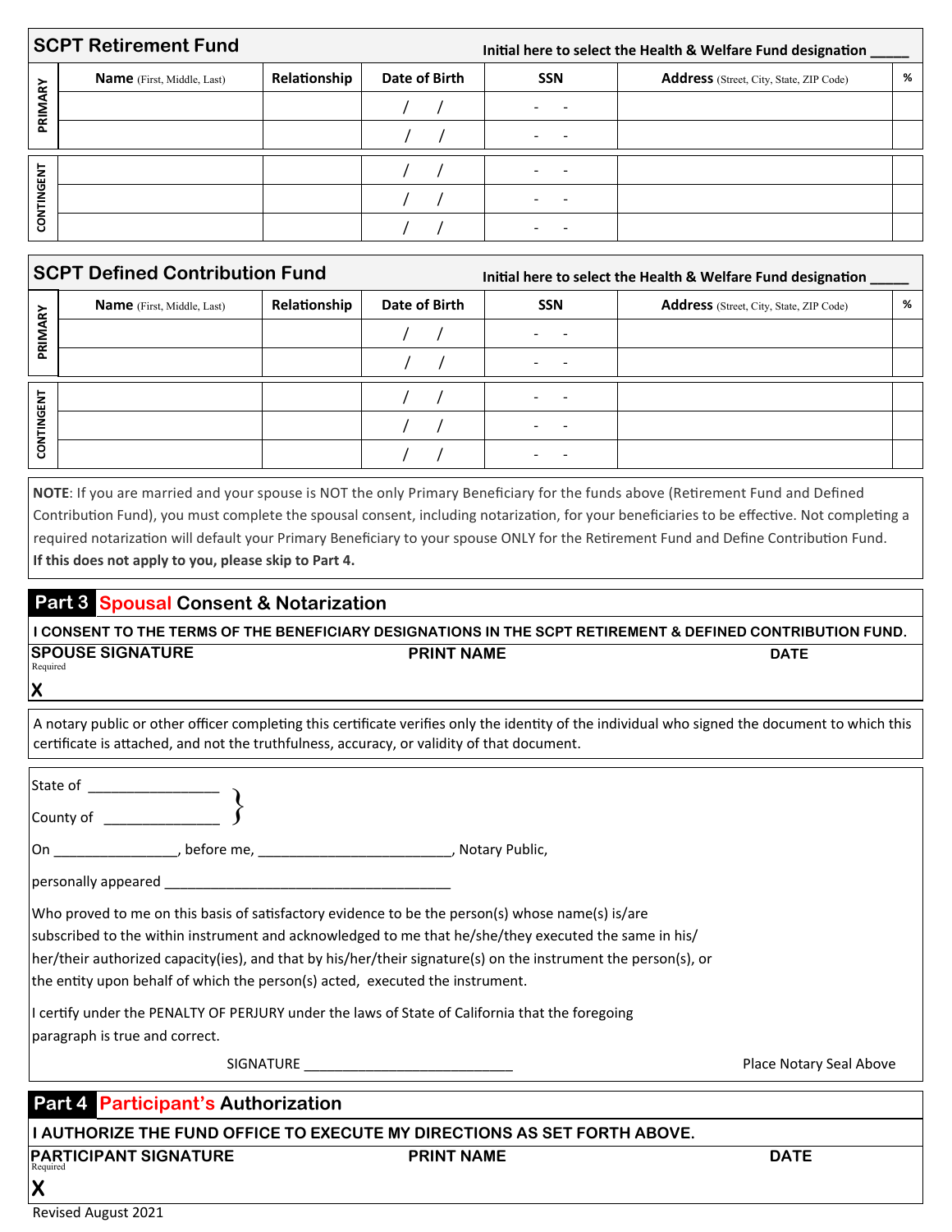## SCPT Retirement Fund

Initial here to select the Health & Welfare Fund designation _____

| | Name (First, Middle, Last) | Relationship | Date of Birth | SSN | Address (Street, City, State, ZIP Code) | % |
|---|---|---|---|---|---|---|
| PRIMARY | | | / / | - - | | |
| | | | / / | - - | | |
| CONTINGENT | | | / / | - - | | |
| | | | / / | - - | | |
| | | | / / | - - | | |

## SCPT Defined Contribution Fund

Initial here to select the Health & Welfare Fund designation _____

| | Name (First, Middle, Last) | Relationship | Date of Birth | SSN | Address (Street, City, State, ZIP Code) | % |
|---|---|---|---|---|---|---|
| PRIMARY | | | / / | - - | | |
| | | | / / | - - | | |
| CONTINGENT | | | / / | - - | | |
| | | | / / | - - | | |
| | | | / / | - - | | |

**NOTE**: If you are married and your spouse is NOT the only Primary Beneficiary for the funds above (Retirement Fund and Defined Contribution Fund), you must complete the spousal consent, including notarization, for your beneficiaries to be effective. Not completing a required notarization will default your Primary Beneficiary to your spouse ONLY for the Retirement Fund and Define Contribution Fund. **If this does not apply to you, please skip to Part 4.**

## Part 3 Spousal Consent & Notarization

**I CONSENT TO THE TERMS OF THE BENEFICIARY DESIGNATIONS IN THE SCPT RETIREMENT & DEFINED CONTRIBUTION FUND.**

| SPOUSE SIGNATURE (Required) | PRINT NAME | DATE |
|---|---|---|
| X | | |

A notary public or other officer completing this certificate verifies only the identity of the individual who signed the document to which this certificate is attached, and not the truthfulness, accuracy, or validity of that document.

State of ________________ }

County of ______________ }

On _______________, before me, ________________________, Notary Public,

personally appeared _____________________________________

Who proved to me on this basis of satisfactory evidence to be the person(s) whose name(s) is/are subscribed to the within instrument and acknowledged to me that he/she/they executed the same in his/her/their authorized capacity(ies), and that by his/her/their signature(s) on the instrument the person(s), or the entity upon behalf of which the person(s) acted, executed the instrument.

I certify under the PENALTY OF PERJURY under the laws of State of California that the foregoing paragraph is true and correct.

SIGNATURE ___________________________ Place Notary Seal Above

## Part 4 Participant's Authorization

**I AUTHORIZE THE FUND OFFICE TO EXECUTE MY DIRECTIONS AS SET FORTH ABOVE.**

| PARTICIPANT SIGNATURE (Required) | PRINT NAME | DATE |
|---|---|---|
| X | | |

Revised August 2021